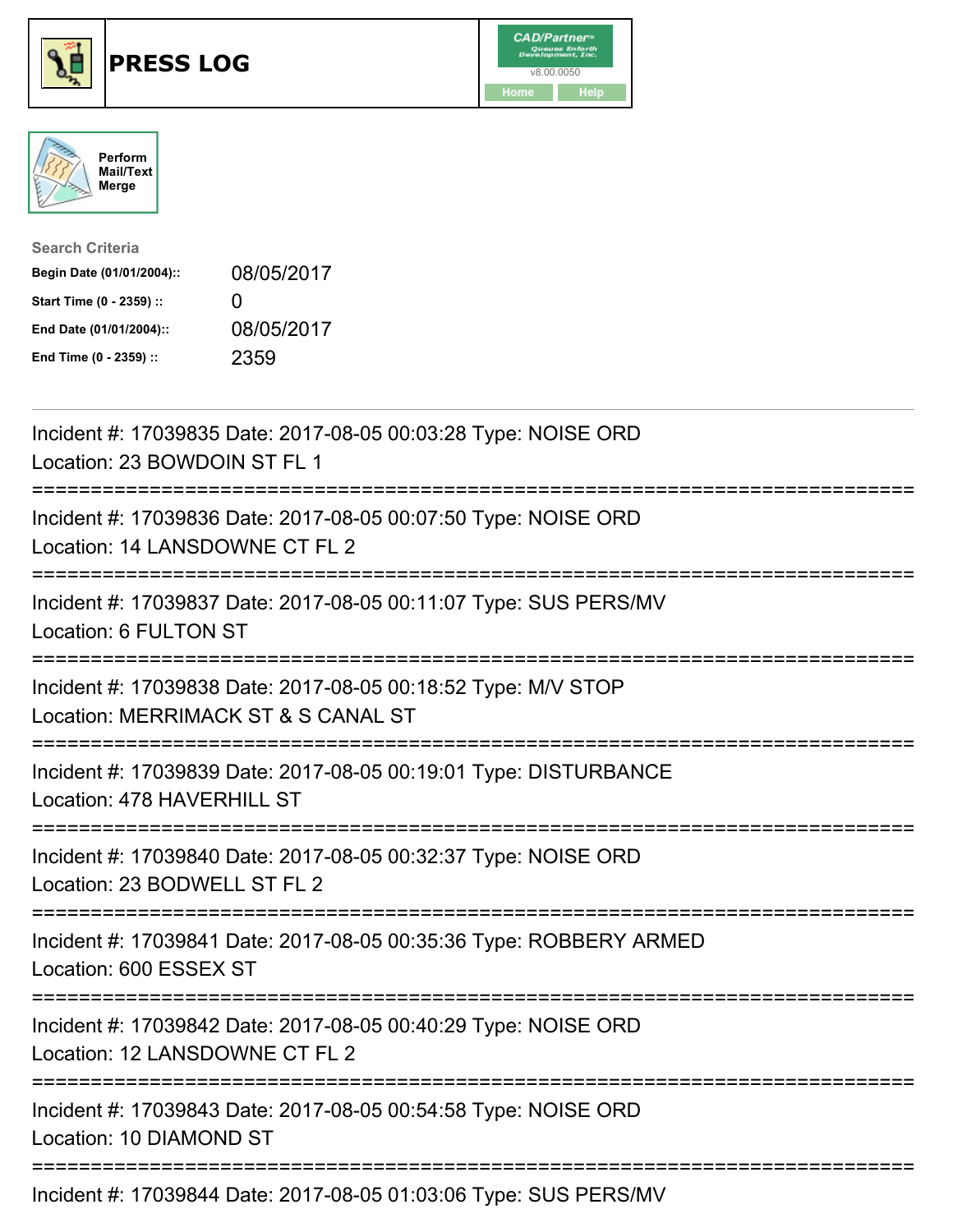# PRESS LOG

CAD/Partner™ v8.00.0050

Home | Help

Perform Mail/Text Merge

**Search Criteria**

| | |
|---|---|
| **Begin Date (01/01/2004)::** | 08/05/2017 |
| **Start Time (0 - 2359) ::** | 0 |
| **End Date (01/01/2004)::** | 08/05/2017 |
| **End Time (0 - 2359) ::** | 2359 |

---

Incident #: 17039835 Date: 2017-08-05 00:03:28 Type: NOISE ORD
Location: 23 BOWDOIN ST FL 1

===========================================================================

Incident #: 17039836 Date: 2017-08-05 00:07:50 Type: NOISE ORD
Location: 14 LANSDOWNE CT FL 2

===========================================================================

Incident #: 17039837 Date: 2017-08-05 00:11:07 Type: SUS PERS/MV
Location: 6 FULTON ST

===========================================================================

Incident #: 17039838 Date: 2017-08-05 00:18:52 Type: M/V STOP
Location: MERRIMACK ST & S CANAL ST

===========================================================================

Incident #: 17039839 Date: 2017-08-05 00:19:01 Type: DISTURBANCE
Location: 478 HAVERHILL ST

===========================================================================

Incident #: 17039840 Date: 2017-08-05 00:32:37 Type: NOISE ORD
Location: 23 BODWELL ST FL 2

===========================================================================

Incident #: 17039841 Date: 2017-08-05 00:35:36 Type: ROBBERY ARMED
Location: 600 ESSEX ST

===========================================================================

Incident #: 17039842 Date: 2017-08-05 00:40:29 Type: NOISE ORD
Location: 12 LANSDOWNE CT FL 2

===========================================================================

Incident #: 17039843 Date: 2017-08-05 00:54:58 Type: NOISE ORD
Location: 10 DIAMOND ST

===========================================================================

Incident #: 17039844 Date: 2017-08-05 01:03:06 Type: SUS PERS/MV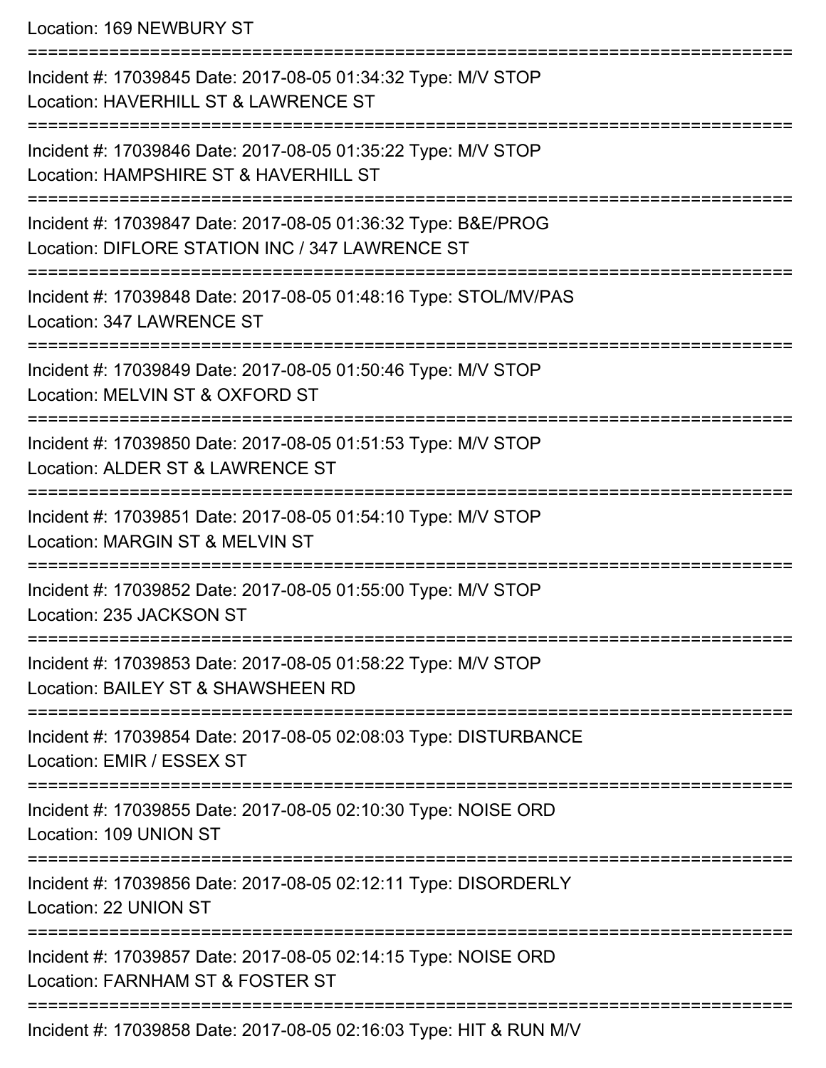Location: 169 NEWBURY ST

===========================================================================

Incident #: 17039845 Date: 2017-08-05 01:34:32 Type: M/V STOP
Location: HAVERHILL ST & LAWRENCE ST

===========================================================================

Incident #: 17039846 Date: 2017-08-05 01:35:22 Type: M/V STOP
Location: HAMPSHIRE ST & HAVERHILL ST

===========================================================================

Incident #: 17039847 Date: 2017-08-05 01:36:32 Type: B&E/PROG
Location: DIFLORE STATION INC / 347 LAWRENCE ST

===========================================================================

Incident #: 17039848 Date: 2017-08-05 01:48:16 Type: STOL/MV/PAS
Location: 347 LAWRENCE ST

===========================================================================

Incident #: 17039849 Date: 2017-08-05 01:50:46 Type: M/V STOP
Location: MELVIN ST & OXFORD ST

===========================================================================

Incident #: 17039850 Date: 2017-08-05 01:51:53 Type: M/V STOP
Location: ALDER ST & LAWRENCE ST

===========================================================================

Incident #: 17039851 Date: 2017-08-05 01:54:10 Type: M/V STOP
Location: MARGIN ST & MELVIN ST

===========================================================================

Incident #: 17039852 Date: 2017-08-05 01:55:00 Type: M/V STOP
Location: 235 JACKSON ST

===========================================================================

Incident #: 17039853 Date: 2017-08-05 01:58:22 Type: M/V STOP
Location: BAILEY ST & SHAWSHEEN RD

===========================================================================

Incident #: 17039854 Date: 2017-08-05 02:08:03 Type: DISTURBANCE
Location: EMIR / ESSEX ST

===========================================================================

Incident #: 17039855 Date: 2017-08-05 02:10:30 Type: NOISE ORD
Location: 109 UNION ST

===========================================================================

Incident #: 17039856 Date: 2017-08-05 02:12:11 Type: DISORDERLY
Location: 22 UNION ST

===========================================================================

Incident #: 17039857 Date: 2017-08-05 02:14:15 Type: NOISE ORD
Location: FARNHAM ST & FOSTER ST

===========================================================================

Incident #: 17039858 Date: 2017-08-05 02:16:03 Type: HIT & RUN M/V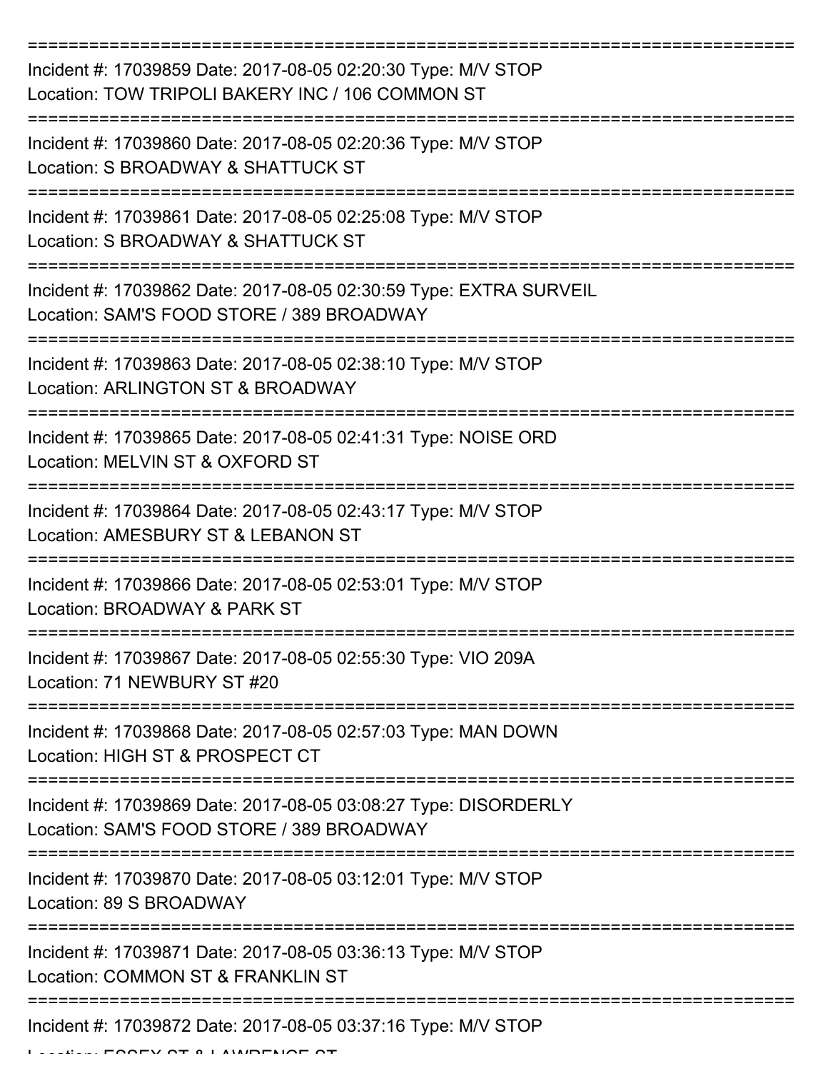Incident #: 17039859 Date: 2017-08-05 02:20:30 Type: M/V STOP
Location: TOW TRIPOLI BAKERY INC / 106 COMMON ST

Incident #: 17039860 Date: 2017-08-05 02:20:36 Type: M/V STOP
Location: S BROADWAY & SHATTUCK ST

Incident #: 17039861 Date: 2017-08-05 02:25:08 Type: M/V STOP
Location: S BROADWAY & SHATTUCK ST

Incident #: 17039862 Date: 2017-08-05 02:30:59 Type: EXTRA SURVEIL
Location: SAM'S FOOD STORE / 389 BROADWAY

Incident #: 17039863 Date: 2017-08-05 02:38:10 Type: M/V STOP
Location: ARLINGTON ST & BROADWAY

Incident #: 17039865 Date: 2017-08-05 02:41:31 Type: NOISE ORD
Location: MELVIN ST & OXFORD ST

Incident #: 17039864 Date: 2017-08-05 02:43:17 Type: M/V STOP
Location: AMESBURY ST & LEBANON ST

Incident #: 17039866 Date: 2017-08-05 02:53:01 Type: M/V STOP
Location: BROADWAY & PARK ST

Incident #: 17039867 Date: 2017-08-05 02:55:30 Type: VIO 209A
Location: 71 NEWBURY ST #20

Incident #: 17039868 Date: 2017-08-05 02:57:03 Type: MAN DOWN
Location: HIGH ST & PROSPECT CT

Incident #: 17039869 Date: 2017-08-05 03:08:27 Type: DISORDERLY
Location: SAM'S FOOD STORE / 389 BROADWAY

Incident #: 17039870 Date: 2017-08-05 03:12:01 Type: M/V STOP
Location: 89 S BROADWAY

Incident #: 17039871 Date: 2017-08-05 03:36:13 Type: M/V STOP
Location: COMMON ST & FRANKLIN ST

Incident #: 17039872 Date: 2017-08-05 03:37:16 Type: M/V STOP
Location: ESSEX ST & LAWRENCE ST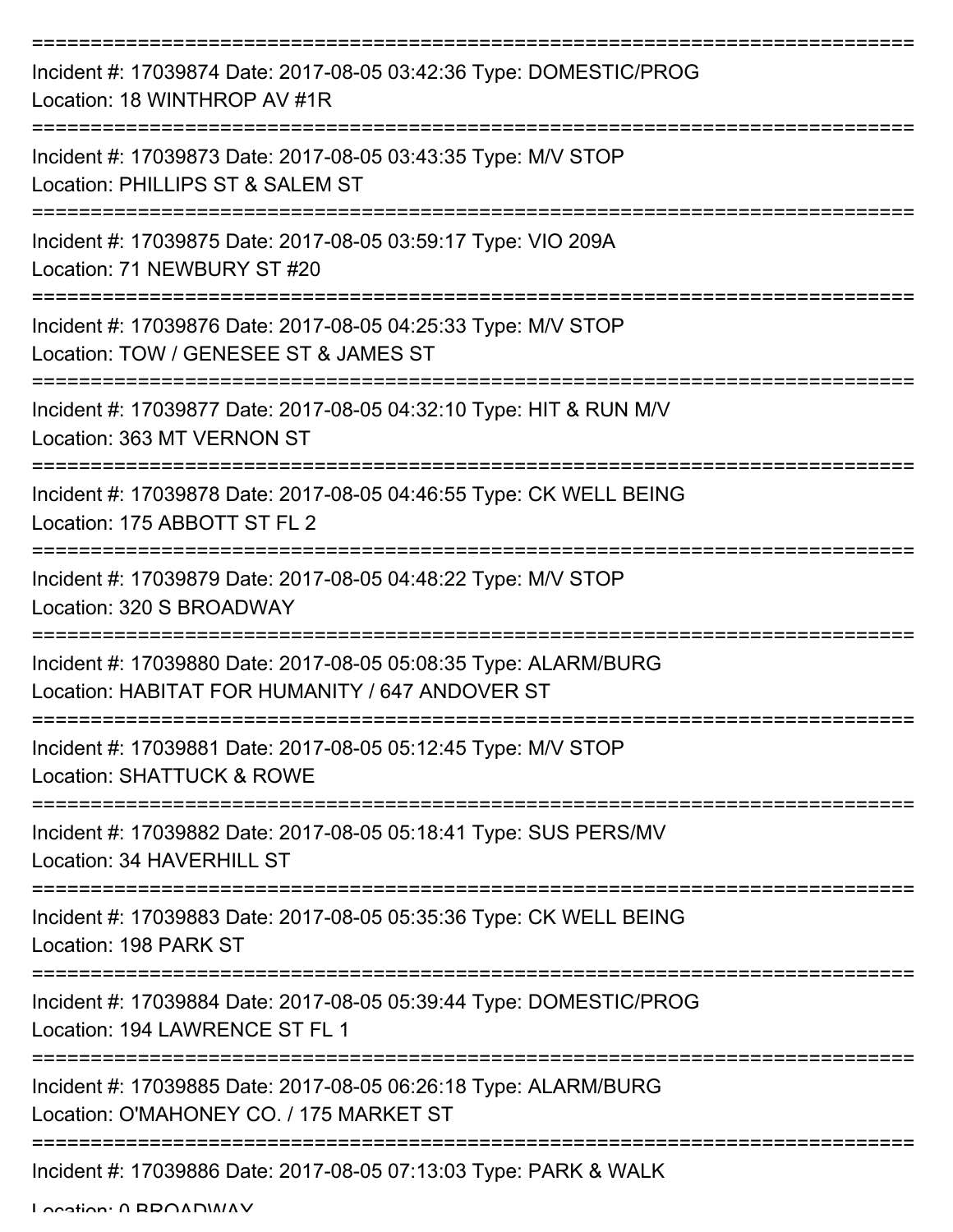===========================================================================
Incident #: 17039874 Date: 2017-08-05 03:42:36 Type: DOMESTIC/PROG
Location: 18 WINTHROP AV #1R
===========================================================================
Incident #: 17039873 Date: 2017-08-05 03:43:35 Type: M/V STOP
Location: PHILLIPS ST & SALEM ST
===========================================================================
Incident #: 17039875 Date: 2017-08-05 03:59:17 Type: VIO 209A
Location: 71 NEWBURY ST #20
===========================================================================
Incident #: 17039876 Date: 2017-08-05 04:25:33 Type: M/V STOP
Location: TOW / GENESEE ST & JAMES ST
===========================================================================
Incident #: 17039877 Date: 2017-08-05 04:32:10 Type: HIT & RUN M/V
Location: 363 MT VERNON ST
===========================================================================
Incident #: 17039878 Date: 2017-08-05 04:46:55 Type: CK WELL BEING
Location: 175 ABBOTT ST FL 2
===========================================================================
Incident #: 17039879 Date: 2017-08-05 04:48:22 Type: M/V STOP
Location: 320 S BROADWAY
===========================================================================
Incident #: 17039880 Date: 2017-08-05 05:08:35 Type: ALARM/BURG
Location: HABITAT FOR HUMANITY / 647 ANDOVER ST
===========================================================================
Incident #: 17039881 Date: 2017-08-05 05:12:45 Type: M/V STOP
Location: SHATTUCK & ROWE
===========================================================================
Incident #: 17039882 Date: 2017-08-05 05:18:41 Type: SUS PERS/MV
Location: 34 HAVERHILL ST
===========================================================================
Incident #: 17039883 Date: 2017-08-05 05:35:36 Type: CK WELL BEING
Location: 198 PARK ST
===========================================================================
Incident #: 17039884 Date: 2017-08-05 05:39:44 Type: DOMESTIC/PROG
Location: 194 LAWRENCE ST FL 1
===========================================================================
Incident #: 17039885 Date: 2017-08-05 06:26:18 Type: ALARM/BURG
Location: O'MAHONEY CO. / 175 MARKET ST
===========================================================================
Incident #: 17039886 Date: 2017-08-05 07:13:03 Type: PARK & WALK
Location: 0 BROADWAY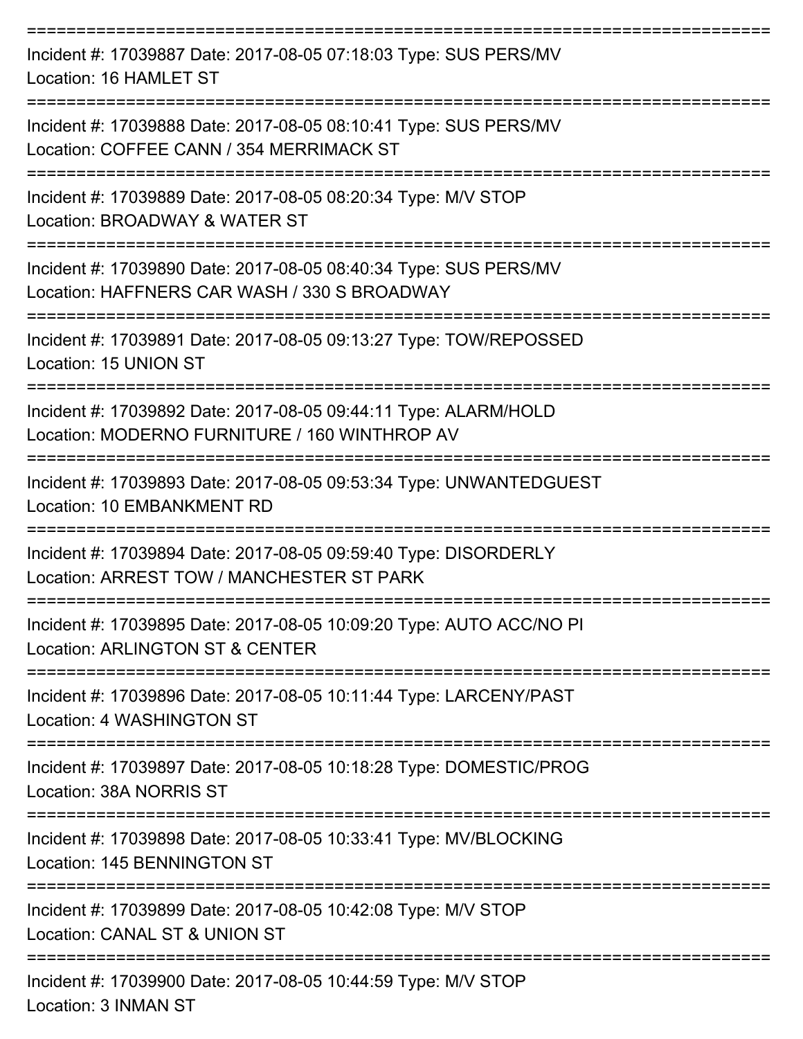===========================================================================
Incident #: 17039887 Date: 2017-08-05 07:18:03 Type: SUS PERS/MV
Location: 16 HAMLET ST
===========================================================================
Incident #: 17039888 Date: 2017-08-05 08:10:41 Type: SUS PERS/MV
Location: COFFEE CANN / 354 MERRIMACK ST
===========================================================================
Incident #: 17039889 Date: 2017-08-05 08:20:34 Type: M/V STOP
Location: BROADWAY & WATER ST
===========================================================================
Incident #: 17039890 Date: 2017-08-05 08:40:34 Type: SUS PERS/MV
Location: HAFFNERS CAR WASH / 330 S BROADWAY
===========================================================================
Incident #: 17039891 Date: 2017-08-05 09:13:27 Type: TOW/REPOSSED
Location: 15 UNION ST
===========================================================================
Incident #: 17039892 Date: 2017-08-05 09:44:11 Type: ALARM/HOLD
Location: MODERNO FURNITURE / 160 WINTHROP AV
===========================================================================
Incident #: 17039893 Date: 2017-08-05 09:53:34 Type: UNWANTEDGUEST
Location: 10 EMBANKMENT RD
===========================================================================
Incident #: 17039894 Date: 2017-08-05 09:59:40 Type: DISORDERLY
Location: ARREST TOW / MANCHESTER ST PARK
===========================================================================
Incident #: 17039895 Date: 2017-08-05 10:09:20 Type: AUTO ACC/NO PI
Location: ARLINGTON ST & CENTER
===========================================================================
Incident #: 17039896 Date: 2017-08-05 10:11:44 Type: LARCENY/PAST
Location: 4 WASHINGTON ST
===========================================================================
Incident #: 17039897 Date: 2017-08-05 10:18:28 Type: DOMESTIC/PROG
Location: 38A NORRIS ST
===========================================================================
Incident #: 17039898 Date: 2017-08-05 10:33:41 Type: MV/BLOCKING
Location: 145 BENNINGTON ST
===========================================================================
Incident #: 17039899 Date: 2017-08-05 10:42:08 Type: M/V STOP
Location: CANAL ST & UNION ST
===========================================================================
Incident #: 17039900 Date: 2017-08-05 10:44:59 Type: M/V STOP
Location: 3 INMAN ST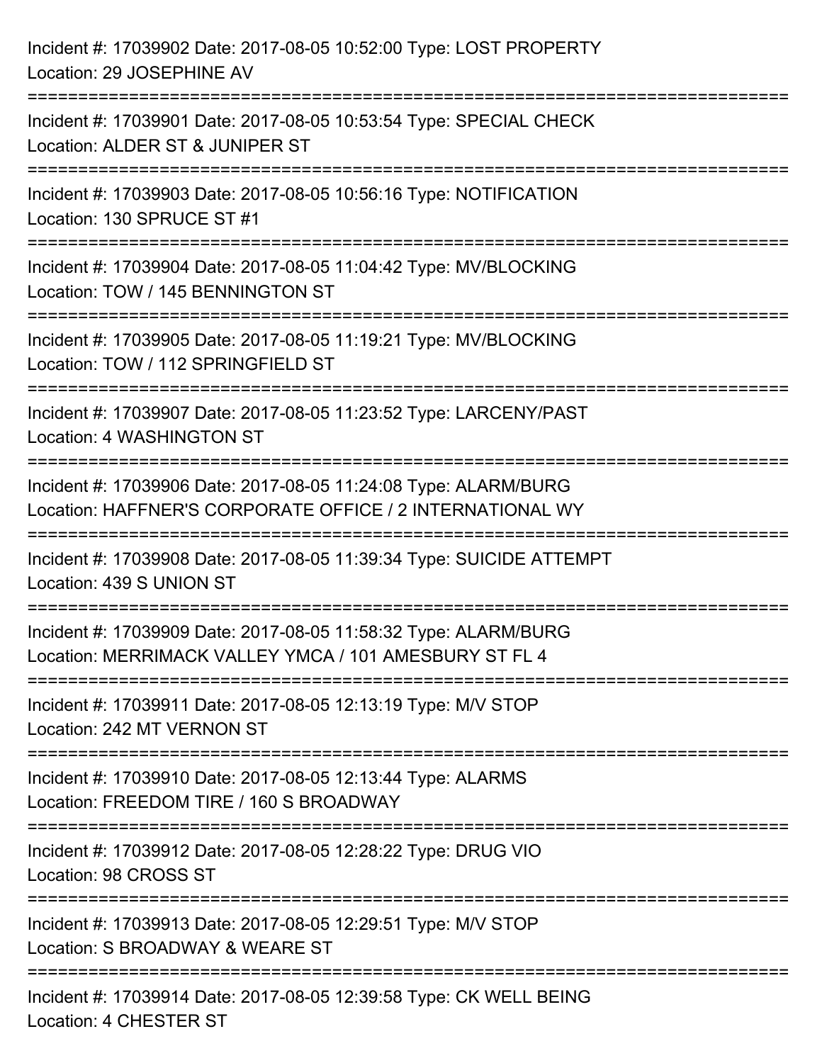Incident #: 17039902 Date: 2017-08-05 10:52:00 Type: LOST PROPERTY
Location: 29 JOSEPHINE AV

===========================================================================

Incident #: 17039901 Date: 2017-08-05 10:53:54 Type: SPECIAL CHECK
Location: ALDER ST & JUNIPER ST

===========================================================================

Incident #: 17039903 Date: 2017-08-05 10:56:16 Type: NOTIFICATION
Location: 130 SPRUCE ST #1

===========================================================================

Incident #: 17039904 Date: 2017-08-05 11:04:42 Type: MV/BLOCKING
Location: TOW / 145 BENNINGTON ST

===========================================================================

Incident #: 17039905 Date: 2017-08-05 11:19:21 Type: MV/BLOCKING
Location: TOW / 112 SPRINGFIELD ST

===========================================================================

Incident #: 17039907 Date: 2017-08-05 11:23:52 Type: LARCENY/PAST
Location: 4 WASHINGTON ST

===========================================================================

Incident #: 17039906 Date: 2017-08-05 11:24:08 Type: ALARM/BURG
Location: HAFFNER'S CORPORATE OFFICE / 2 INTERNATIONAL WY

===========================================================================

Incident #: 17039908 Date: 2017-08-05 11:39:34 Type: SUICIDE ATTEMPT
Location: 439 S UNION ST

===========================================================================

Incident #: 17039909 Date: 2017-08-05 11:58:32 Type: ALARM/BURG
Location: MERRIMACK VALLEY YMCA / 101 AMESBURY ST FL 4

===========================================================================

Incident #: 17039911 Date: 2017-08-05 12:13:19 Type: M/V STOP
Location: 242 MT VERNON ST

===========================================================================

Incident #: 17039910 Date: 2017-08-05 12:13:44 Type: ALARMS
Location: FREEDOM TIRE / 160 S BROADWAY

===========================================================================

Incident #: 17039912 Date: 2017-08-05 12:28:22 Type: DRUG VIO
Location: 98 CROSS ST

===========================================================================

Incident #: 17039913 Date: 2017-08-05 12:29:51 Type: M/V STOP
Location: S BROADWAY & WEARE ST

===========================================================================

Incident #: 17039914 Date: 2017-08-05 12:39:58 Type: CK WELL BEING
Location: 4 CHESTER ST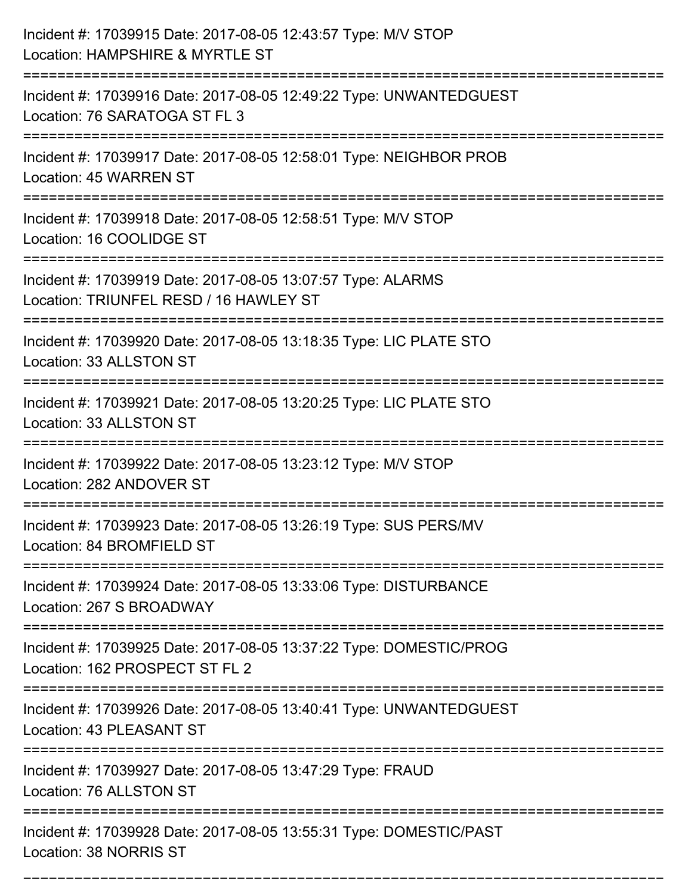Incident #: 17039915 Date: 2017-08-05 12:43:57 Type: M/V STOP
Location: HAMPSHIRE & MYRTLE ST

===========================================================================

Incident #: 17039916 Date: 2017-08-05 12:49:22 Type: UNWANTEDGUEST
Location: 76 SARATOGA ST FL 3

===========================================================================

Incident #: 17039917 Date: 2017-08-05 12:58:01 Type: NEIGHBOR PROB
Location: 45 WARREN ST

===========================================================================

Incident #: 17039918 Date: 2017-08-05 12:58:51 Type: M/V STOP
Location: 16 COOLIDGE ST

===========================================================================

Incident #: 17039919 Date: 2017-08-05 13:07:57 Type: ALARMS
Location: TRIUNFEL RESD / 16 HAWLEY ST

===========================================================================

Incident #: 17039920 Date: 2017-08-05 13:18:35 Type: LIC PLATE STO
Location: 33 ALLSTON ST

===========================================================================

Incident #: 17039921 Date: 2017-08-05 13:20:25 Type: LIC PLATE STO
Location: 33 ALLSTON ST

===========================================================================

Incident #: 17039922 Date: 2017-08-05 13:23:12 Type: M/V STOP
Location: 282 ANDOVER ST

===========================================================================

Incident #: 17039923 Date: 2017-08-05 13:26:19 Type: SUS PERS/MV
Location: 84 BROMFIELD ST

===========================================================================

Incident #: 17039924 Date: 2017-08-05 13:33:06 Type: DISTURBANCE
Location: 267 S BROADWAY

===========================================================================

Incident #: 17039925 Date: 2017-08-05 13:37:22 Type: DOMESTIC/PROG
Location: 162 PROSPECT ST FL 2

===========================================================================

Incident #: 17039926 Date: 2017-08-05 13:40:41 Type: UNWANTEDGUEST
Location: 43 PLEASANT ST

===========================================================================

Incident #: 17039927 Date: 2017-08-05 13:47:29 Type: FRAUD
Location: 76 ALLSTON ST

===========================================================================

Incident #: 17039928 Date: 2017-08-05 13:55:31 Type: DOMESTIC/PAST
Location: 38 NORRIS ST

===========================================================================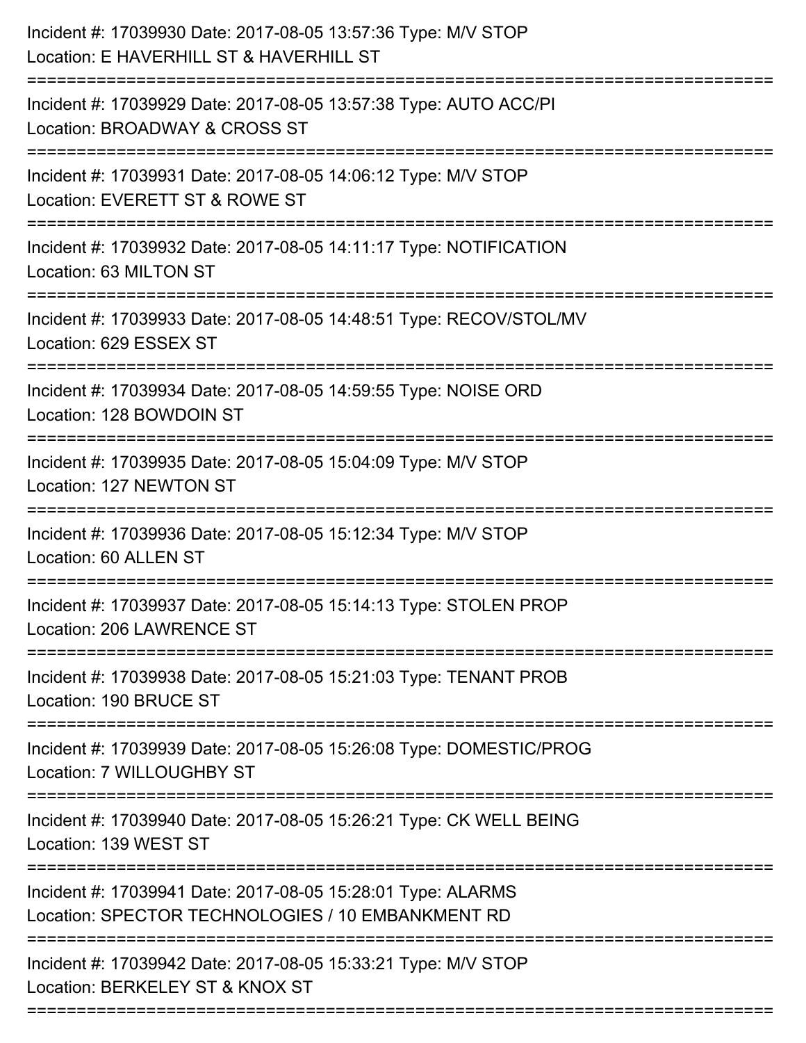Incident #: 17039930 Date: 2017-08-05 13:57:36 Type: M/V STOP
Location: E HAVERHILL ST & HAVERHILL ST

===========================================================================

Incident #: 17039929 Date: 2017-08-05 13:57:38 Type: AUTO ACC/PI
Location: BROADWAY & CROSS ST

===========================================================================

Incident #: 17039931 Date: 2017-08-05 14:06:12 Type: M/V STOP
Location: EVERETT ST & ROWE ST

===========================================================================

Incident #: 17039932 Date: 2017-08-05 14:11:17 Type: NOTIFICATION
Location: 63 MILTON ST

===========================================================================

Incident #: 17039933 Date: 2017-08-05 14:48:51 Type: RECOV/STOL/MV
Location: 629 ESSEX ST

===========================================================================

Incident #: 17039934 Date: 2017-08-05 14:59:55 Type: NOISE ORD
Location: 128 BOWDOIN ST

===========================================================================

Incident #: 17039935 Date: 2017-08-05 15:04:09 Type: M/V STOP
Location: 127 NEWTON ST

===========================================================================

Incident #: 17039936 Date: 2017-08-05 15:12:34 Type: M/V STOP
Location: 60 ALLEN ST

===========================================================================

Incident #: 17039937 Date: 2017-08-05 15:14:13 Type: STOLEN PROP
Location: 206 LAWRENCE ST

===========================================================================

Incident #: 17039938 Date: 2017-08-05 15:21:03 Type: TENANT PROB
Location: 190 BRUCE ST

===========================================================================

Incident #: 17039939 Date: 2017-08-05 15:26:08 Type: DOMESTIC/PROG
Location: 7 WILLOUGHBY ST

===========================================================================

Incident #: 17039940 Date: 2017-08-05 15:26:21 Type: CK WELL BEING
Location: 139 WEST ST

===========================================================================

Incident #: 17039941 Date: 2017-08-05 15:28:01 Type: ALARMS
Location: SPECTOR TECHNOLOGIES / 10 EMBANKMENT RD

===========================================================================

Incident #: 17039942 Date: 2017-08-05 15:33:21 Type: M/V STOP
Location: BERKELEY ST & KNOX ST

===========================================================================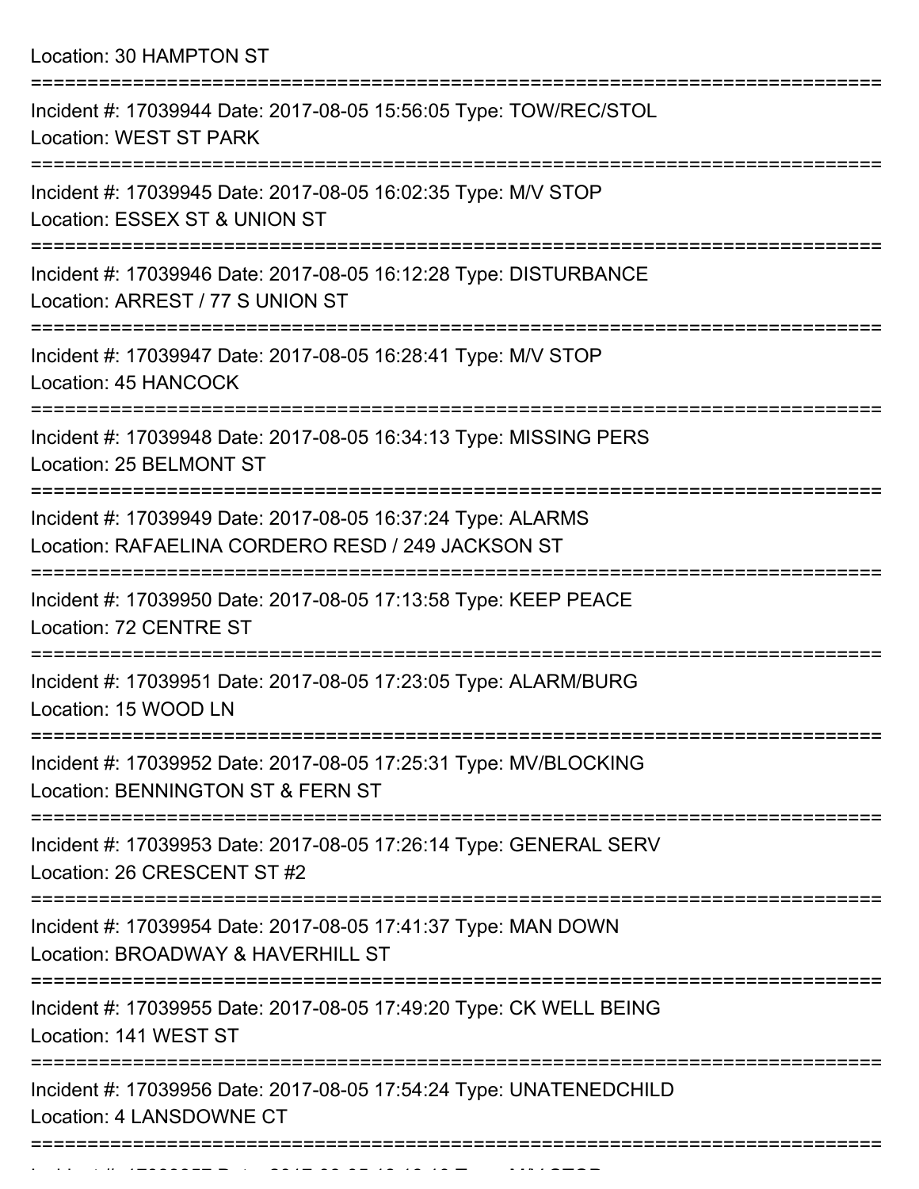Location: 30 HAMPTON ST

===========================================================================

Incident #: 17039944 Date: 2017-08-05 15:56:05 Type: TOW/REC/STOL
Location: WEST ST PARK

===========================================================================

Incident #: 17039945 Date: 2017-08-05 16:02:35 Type: M/V STOP
Location: ESSEX ST & UNION ST

===========================================================================

Incident #: 17039946 Date: 2017-08-05 16:12:28 Type: DISTURBANCE
Location: ARREST / 77 S UNION ST

===========================================================================

Incident #: 17039947 Date: 2017-08-05 16:28:41 Type: M/V STOP
Location: 45 HANCOCK

===========================================================================

Incident #: 17039948 Date: 2017-08-05 16:34:13 Type: MISSING PERS
Location: 25 BELMONT ST

===========================================================================

Incident #: 17039949 Date: 2017-08-05 16:37:24 Type: ALARMS
Location: RAFAELINA CORDERO RESD / 249 JACKSON ST

===========================================================================

Incident #: 17039950 Date: 2017-08-05 17:13:58 Type: KEEP PEACE
Location: 72 CENTRE ST

===========================================================================

Incident #: 17039951 Date: 2017-08-05 17:23:05 Type: ALARM/BURG
Location: 15 WOOD LN

===========================================================================

Incident #: 17039952 Date: 2017-08-05 17:25:31 Type: MV/BLOCKING
Location: BENNINGTON ST & FERN ST

===========================================================================

Incident #: 17039953 Date: 2017-08-05 17:26:14 Type: GENERAL SERV
Location: 26 CRESCENT ST #2

===========================================================================

Incident #: 17039954 Date: 2017-08-05 17:41:37 Type: MAN DOWN
Location: BROADWAY & HAVERHILL ST

===========================================================================

Incident #: 17039955 Date: 2017-08-05 17:49:20 Type: CK WELL BEING
Location: 141 WEST ST

===========================================================================

Incident #: 17039956 Date: 2017-08-05 17:54:24 Type: UNATENEDCHILD
Location: 4 LANSDOWNE CT

===========================================================================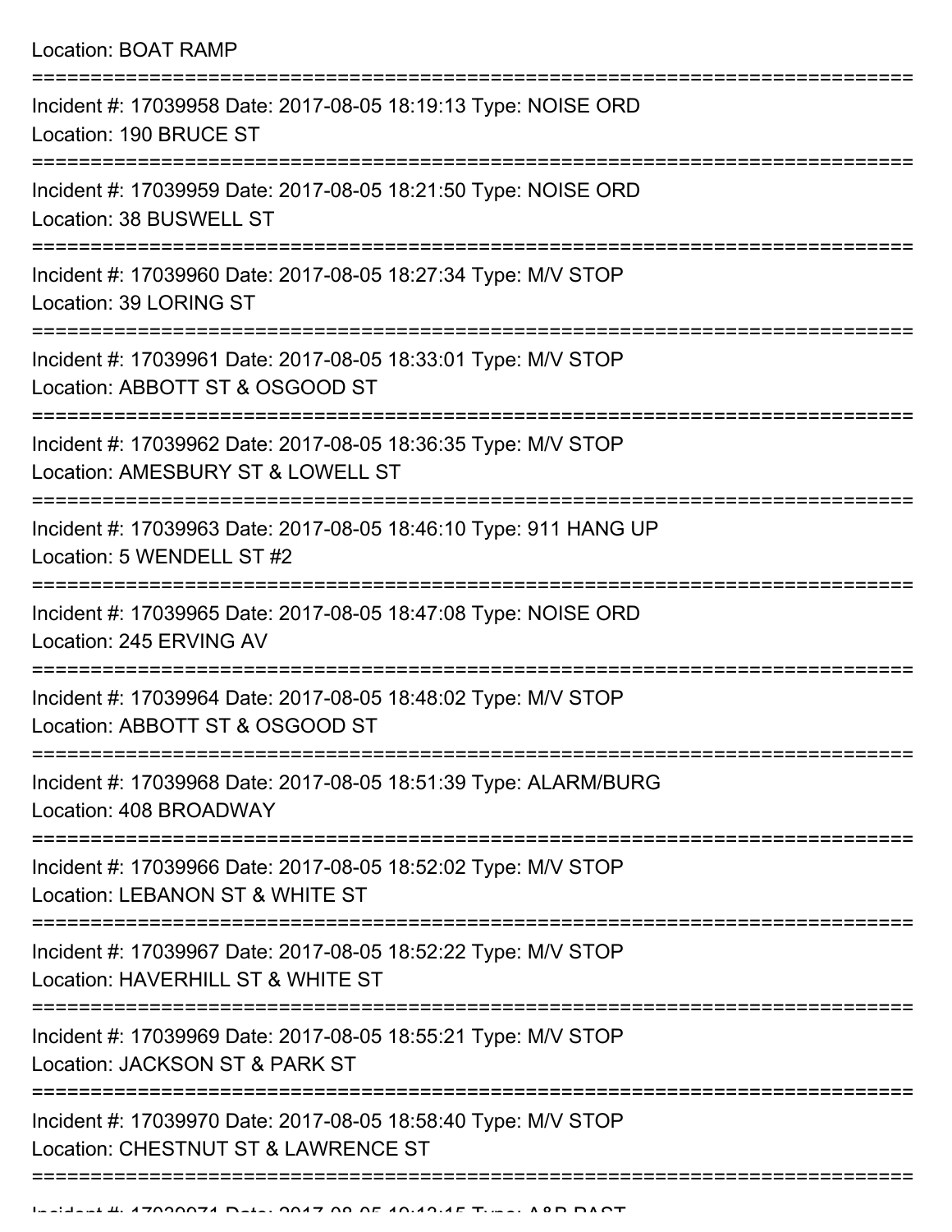Location: BOAT RAMP

===========================================================================

Incident #: 17039958 Date: 2017-08-05 18:19:13 Type: NOISE ORD

Location: 190 BRUCE ST

===========================================================================

Incident #: 17039959 Date: 2017-08-05 18:21:50 Type: NOISE ORD

Location: 38 BUSWELL ST

===========================================================================

Incident #: 17039960 Date: 2017-08-05 18:27:34 Type: M/V STOP

Location: 39 LORING ST

===========================================================================

Incident #: 17039961 Date: 2017-08-05 18:33:01 Type: M/V STOP

Location: ABBOTT ST & OSGOOD ST

===========================================================================

Incident #: 17039962 Date: 2017-08-05 18:36:35 Type: M/V STOP

Location: AMESBURY ST & LOWELL ST

===========================================================================

Incident #: 17039963 Date: 2017-08-05 18:46:10 Type: 911 HANG UP

Location: 5 WENDELL ST #2

===========================================================================

Incident #: 17039965 Date: 2017-08-05 18:47:08 Type: NOISE ORD

Location: 245 ERVING AV

===========================================================================

Incident #: 17039964 Date: 2017-08-05 18:48:02 Type: M/V STOP

Location: ABBOTT ST & OSGOOD ST

===========================================================================

Incident #: 17039968 Date: 2017-08-05 18:51:39 Type: ALARM/BURG

Location: 408 BROADWAY

===========================================================================

Incident #: 17039966 Date: 2017-08-05 18:52:02 Type: M/V STOP

Location: LEBANON ST & WHITE ST

===========================================================================

Incident #: 17039967 Date: 2017-08-05 18:52:22 Type: M/V STOP

Location: HAVERHILL ST & WHITE ST

===========================================================================

Incident #: 17039969 Date: 2017-08-05 18:55:21 Type: M/V STOP

Location: JACKSON ST & PARK ST

===========================================================================

Incident #: 17039970 Date: 2017-08-05 18:58:40 Type: M/V STOP

Location: CHESTNUT ST & LAWRENCE ST

===========================================================================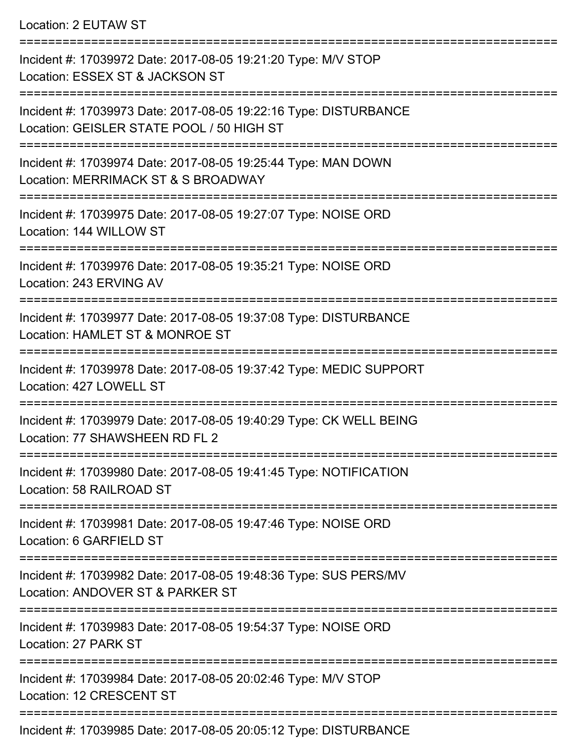Location: 2 EUTAW ST

===========================================================================

Incident #: 17039972 Date: 2017-08-05 19:21:20 Type: M/V STOP
Location: ESSEX ST & JACKSON ST

===========================================================================

Incident #: 17039973 Date: 2017-08-05 19:22:16 Type: DISTURBANCE
Location: GEISLER STATE POOL / 50 HIGH ST

===========================================================================

Incident #: 17039974 Date: 2017-08-05 19:25:44 Type: MAN DOWN
Location: MERRIMACK ST & S BROADWAY

===========================================================================

Incident #: 17039975 Date: 2017-08-05 19:27:07 Type: NOISE ORD
Location: 144 WILLOW ST

===========================================================================

Incident #: 17039976 Date: 2017-08-05 19:35:21 Type: NOISE ORD
Location: 243 ERVING AV

===========================================================================

Incident #: 17039977 Date: 2017-08-05 19:37:08 Type: DISTURBANCE
Location: HAMLET ST & MONROE ST

===========================================================================

Incident #: 17039978 Date: 2017-08-05 19:37:42 Type: MEDIC SUPPORT
Location: 427 LOWELL ST

===========================================================================

Incident #: 17039979 Date: 2017-08-05 19:40:29 Type: CK WELL BEING
Location: 77 SHAWSHEEN RD FL 2

===========================================================================

Incident #: 17039980 Date: 2017-08-05 19:41:45 Type: NOTIFICATION
Location: 58 RAILROAD ST

===========================================================================

Incident #: 17039981 Date: 2017-08-05 19:47:46 Type: NOISE ORD
Location: 6 GARFIELD ST

===========================================================================

Incident #: 17039982 Date: 2017-08-05 19:48:36 Type: SUS PERS/MV
Location: ANDOVER ST & PARKER ST

===========================================================================

Incident #: 17039983 Date: 2017-08-05 19:54:37 Type: NOISE ORD
Location: 27 PARK ST

===========================================================================

Incident #: 17039984 Date: 2017-08-05 20:02:46 Type: M/V STOP
Location: 12 CRESCENT ST

===========================================================================

Incident #: 17039985 Date: 2017-08-05 20:05:12 Type: DISTURBANCE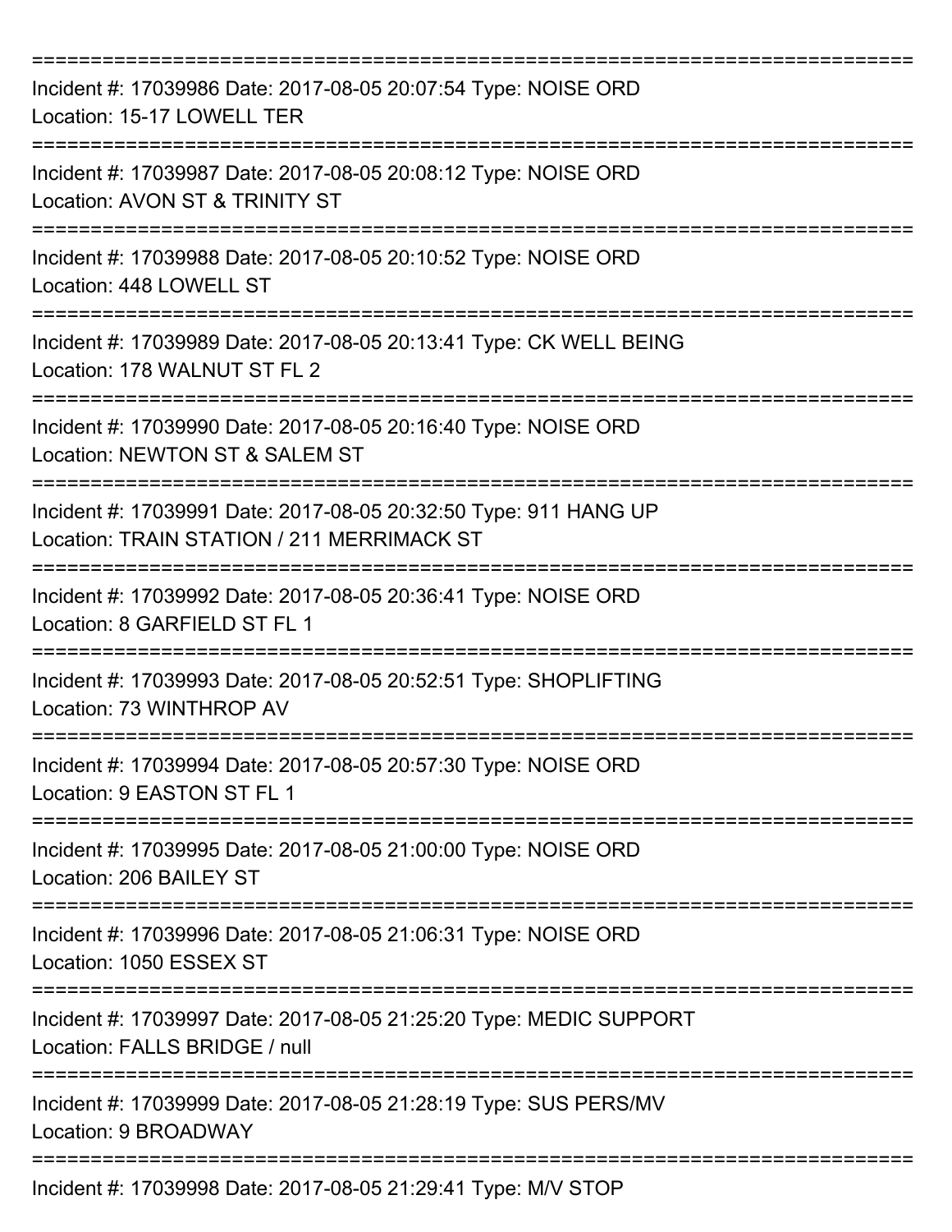===========================================================================

Incident #: 17039986 Date: 2017-08-05 20:07:54 Type: NOISE ORD
Location: 15-17 LOWELL TER

===========================================================================

Incident #: 17039987 Date: 2017-08-05 20:08:12 Type: NOISE ORD
Location: AVON ST & TRINITY ST

===========================================================================

Incident #: 17039988 Date: 2017-08-05 20:10:52 Type: NOISE ORD
Location: 448 LOWELL ST

===========================================================================

Incident #: 17039989 Date: 2017-08-05 20:13:41 Type: CK WELL BEING
Location: 178 WALNUT ST FL 2

===========================================================================

Incident #: 17039990 Date: 2017-08-05 20:16:40 Type: NOISE ORD
Location: NEWTON ST & SALEM ST

===========================================================================

Incident #: 17039991 Date: 2017-08-05 20:32:50 Type: 911 HANG UP
Location: TRAIN STATION / 211 MERRIMACK ST

===========================================================================

Incident #: 17039992 Date: 2017-08-05 20:36:41 Type: NOISE ORD
Location: 8 GARFIELD ST FL 1

===========================================================================

Incident #: 17039993 Date: 2017-08-05 20:52:51 Type: SHOPLIFTING
Location: 73 WINTHROP AV

===========================================================================

Incident #: 17039994 Date: 2017-08-05 20:57:30 Type: NOISE ORD
Location: 9 EASTON ST FL 1

===========================================================================

Incident #: 17039995 Date: 2017-08-05 21:00:00 Type: NOISE ORD
Location: 206 BAILEY ST

===========================================================================

Incident #: 17039996 Date: 2017-08-05 21:06:31 Type: NOISE ORD
Location: 1050 ESSEX ST

===========================================================================

Incident #: 17039997 Date: 2017-08-05 21:25:20 Type: MEDIC SUPPORT
Location: FALLS BRIDGE / null

===========================================================================

Incident #: 17039999 Date: 2017-08-05 21:28:19 Type: SUS PERS/MV
Location: 9 BROADWAY

===========================================================================

Incident #: 17039998 Date: 2017-08-05 21:29:41 Type: M/V STOP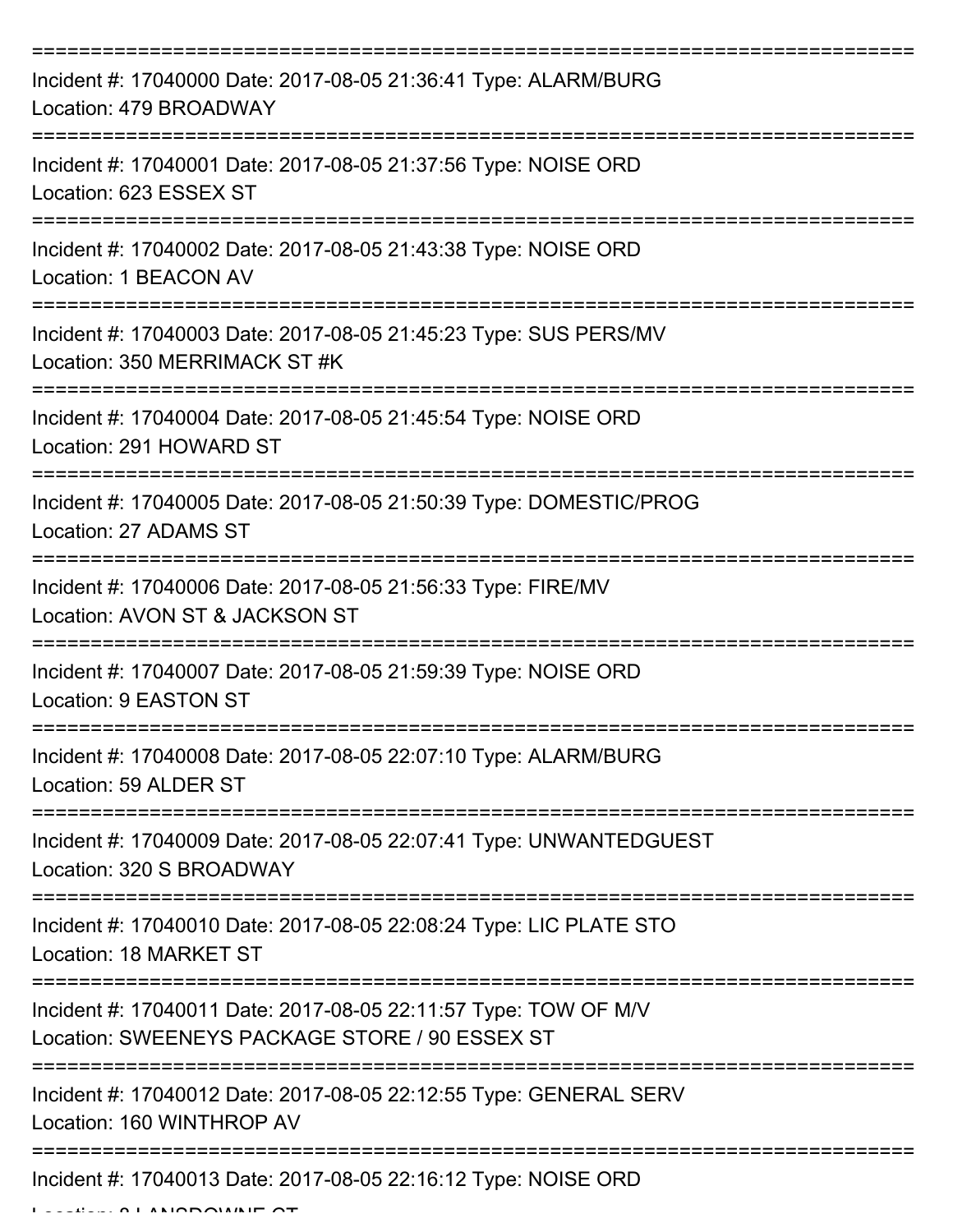===========================================================================
Incident #: 17040000 Date: 2017-08-05 21:36:41 Type: ALARM/BURG
Location: 479 BROADWAY
===========================================================================
Incident #: 17040001 Date: 2017-08-05 21:37:56 Type: NOISE ORD
Location: 623 ESSEX ST
===========================================================================
Incident #: 17040002 Date: 2017-08-05 21:43:38 Type: NOISE ORD
Location: 1 BEACON AV
===========================================================================
Incident #: 17040003 Date: 2017-08-05 21:45:23 Type: SUS PERS/MV
Location: 350 MERRIMACK ST #K
===========================================================================
Incident #: 17040004 Date: 2017-08-05 21:45:54 Type: NOISE ORD
Location: 291 HOWARD ST
===========================================================================
Incident #: 17040005 Date: 2017-08-05 21:50:39 Type: DOMESTIC/PROG
Location: 27 ADAMS ST
===========================================================================
Incident #: 17040006 Date: 2017-08-05 21:56:33 Type: FIRE/MV
Location: AVON ST & JACKSON ST
===========================================================================
Incident #: 17040007 Date: 2017-08-05 21:59:39 Type: NOISE ORD
Location: 9 EASTON ST
===========================================================================
Incident #: 17040008 Date: 2017-08-05 22:07:10 Type: ALARM/BURG
Location: 59 ALDER ST
===========================================================================
Incident #: 17040009 Date: 2017-08-05 22:07:41 Type: UNWANTEDGUEST
Location: 320 S BROADWAY
===========================================================================
Incident #: 17040010 Date: 2017-08-05 22:08:24 Type: LIC PLATE STO
Location: 18 MARKET ST
===========================================================================
Incident #: 17040011 Date: 2017-08-05 22:11:57 Type: TOW OF M/V
Location: SWEENEYS PACKAGE STORE / 90 ESSEX ST
===========================================================================
Incident #: 17040012 Date: 2017-08-05 22:12:55 Type: GENERAL SERV
Location: 160 WINTHROP AV
===========================================================================
Incident #: 17040013 Date: 2017-08-05 22:16:12 Type: NOISE ORD
Location: 8 LANSDOWNE CT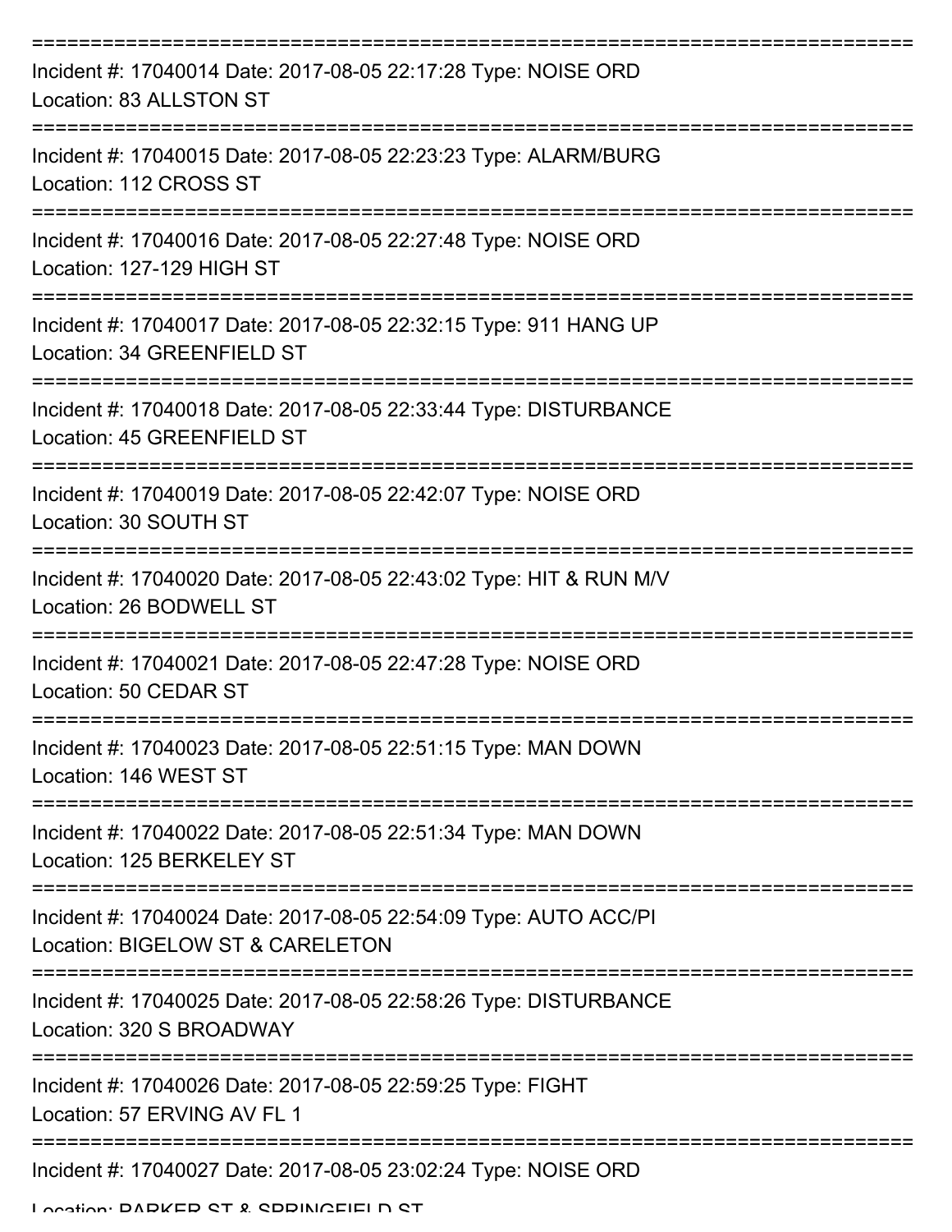===========================================================================

Incident #: 17040014 Date: 2017-08-05 22:17:28 Type: NOISE ORD
Location: 83 ALLSTON ST

===========================================================================

Incident #: 17040015 Date: 2017-08-05 22:23:23 Type: ALARM/BURG
Location: 112 CROSS ST

===========================================================================

Incident #: 17040016 Date: 2017-08-05 22:27:48 Type: NOISE ORD
Location: 127-129 HIGH ST

===========================================================================

Incident #: 17040017 Date: 2017-08-05 22:32:15 Type: 911 HANG UP
Location: 34 GREENFIELD ST

===========================================================================

Incident #: 17040018 Date: 2017-08-05 22:33:44 Type: DISTURBANCE
Location: 45 GREENFIELD ST

===========================================================================

Incident #: 17040019 Date: 2017-08-05 22:42:07 Type: NOISE ORD
Location: 30 SOUTH ST

===========================================================================

Incident #: 17040020 Date: 2017-08-05 22:43:02 Type: HIT & RUN M/V
Location: 26 BODWELL ST

===========================================================================

Incident #: 17040021 Date: 2017-08-05 22:47:28 Type: NOISE ORD
Location: 50 CEDAR ST

===========================================================================

Incident #: 17040023 Date: 2017-08-05 22:51:15 Type: MAN DOWN
Location: 146 WEST ST

===========================================================================

Incident #: 17040022 Date: 2017-08-05 22:51:34 Type: MAN DOWN
Location: 125 BERKELEY ST

===========================================================================

Incident #: 17040024 Date: 2017-08-05 22:54:09 Type: AUTO ACC/PI
Location: BIGELOW ST & CARELETON

===========================================================================

Incident #: 17040025 Date: 2017-08-05 22:58:26 Type: DISTURBANCE
Location: 320 S BROADWAY

===========================================================================

Incident #: 17040026 Date: 2017-08-05 22:59:25 Type: FIGHT
Location: 57 ERVING AV FL 1

===========================================================================

Incident #: 17040027 Date: 2017-08-05 23:02:24 Type: NOISE ORD
Location: PARKER ST & SPRINGFIELD ST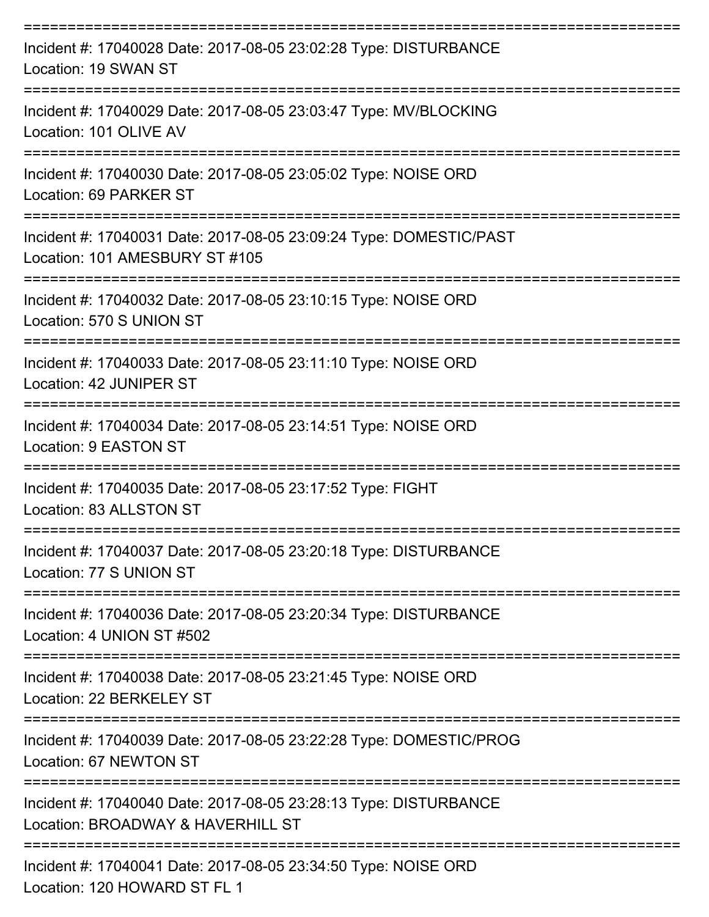===========================================================================

Incident #: 17040028 Date: 2017-08-05 23:02:28 Type: DISTURBANCE
Location: 19 SWAN ST

===========================================================================

Incident #: 17040029 Date: 2017-08-05 23:03:47 Type: MV/BLOCKING
Location: 101 OLIVE AV

===========================================================================

Incident #: 17040030 Date: 2017-08-05 23:05:02 Type: NOISE ORD
Location: 69 PARKER ST

===========================================================================

Incident #: 17040031 Date: 2017-08-05 23:09:24 Type: DOMESTIC/PAST
Location: 101 AMESBURY ST #105

===========================================================================

Incident #: 17040032 Date: 2017-08-05 23:10:15 Type: NOISE ORD
Location: 570 S UNION ST

===========================================================================

Incident #: 17040033 Date: 2017-08-05 23:11:10 Type: NOISE ORD
Location: 42 JUNIPER ST

===========================================================================

Incident #: 17040034 Date: 2017-08-05 23:14:51 Type: NOISE ORD
Location: 9 EASTON ST

===========================================================================

Incident #: 17040035 Date: 2017-08-05 23:17:52 Type: FIGHT
Location: 83 ALLSTON ST

===========================================================================

Incident #: 17040037 Date: 2017-08-05 23:20:18 Type: DISTURBANCE
Location: 77 S UNION ST

===========================================================================

Incident #: 17040036 Date: 2017-08-05 23:20:34 Type: DISTURBANCE
Location: 4 UNION ST #502

===========================================================================

Incident #: 17040038 Date: 2017-08-05 23:21:45 Type: NOISE ORD
Location: 22 BERKELEY ST

===========================================================================

Incident #: 17040039 Date: 2017-08-05 23:22:28 Type: DOMESTIC/PROG
Location: 67 NEWTON ST

===========================================================================

Incident #: 17040040 Date: 2017-08-05 23:28:13 Type: DISTURBANCE
Location: BROADWAY & HAVERHILL ST

===========================================================================

Incident #: 17040041 Date: 2017-08-05 23:34:50 Type: NOISE ORD
Location: 120 HOWARD ST FL 1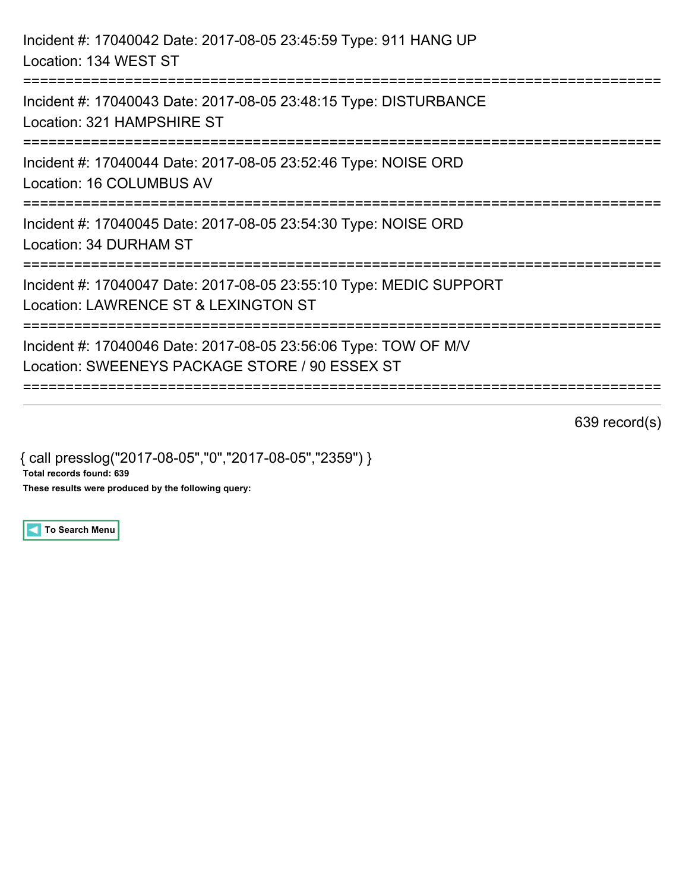Incident #: 17040042 Date: 2017-08-05 23:45:59 Type: 911 HANG UP
Location: 134 WEST ST

===========================================================================

Incident #: 17040043 Date: 2017-08-05 23:48:15 Type: DISTURBANCE
Location: 321 HAMPSHIRE ST

===========================================================================

Incident #: 17040044 Date: 2017-08-05 23:52:46 Type: NOISE ORD
Location: 16 COLUMBUS AV

===========================================================================

Incident #: 17040045 Date: 2017-08-05 23:54:30 Type: NOISE ORD
Location: 34 DURHAM ST

===========================================================================

Incident #: 17040047 Date: 2017-08-05 23:55:10 Type: MEDIC SUPPORT
Location: LAWRENCE ST & LEXINGTON ST

===========================================================================

Incident #: 17040046 Date: 2017-08-05 23:56:06 Type: TOW OF M/V
Location: SWEENEYS PACKAGE STORE / 90 ESSEX ST

===========================================================================

639 record(s)

{ call presslog("2017-08-05","0","2017-08-05","2359") }

**Total records found: 639**

**These results were produced by the following query:**

To Search Menu